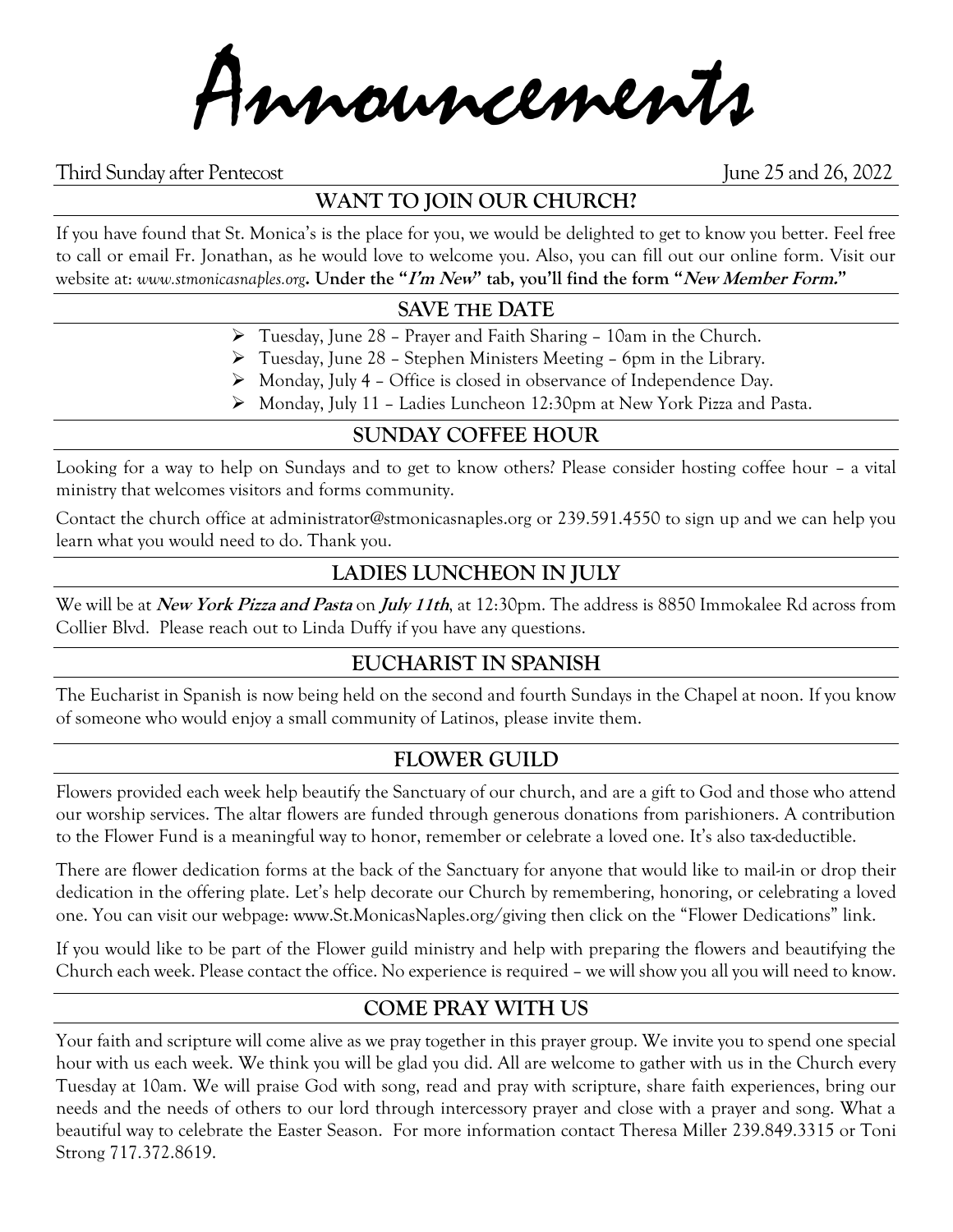# Announcements

Third Sunday after Pentecost June 25 and 26, 2022

## WANT TO JOIN OUR CHURCH?

If you have found that St. Monica's is the place for you, we would be delighted to get to know you better. Feel free to call or email Fr. Jonathan, as he would love to welcome you. Also, you can fill out our online form. Visit our website at: *www.stmonicasnaples.org*. **Under the "*I'm New*" tab, you'll find the form "*New Member Form.*"**

## SAVE THE DATE

- Tuesday, June 28 – Prayer and Faith Sharing – 10am in the Church.
- Tuesday, June 28 – Stephen Ministers Meeting – 6pm in the Library.
- Monday, July 4 – Office is closed in observance of Independence Day.
- Monday, July 11 – Ladies Luncheon 12:30pm at New York Pizza and Pasta.

## SUNDAY COFFEE HOUR

Looking for a way to help on Sundays and to get to know others? Please consider hosting coffee hour – a vital ministry that welcomes visitors and forms community.

Contact the church office at administrator@stmonicasnaples.org or 239.591.4550 to sign up and we can help you learn what you would need to do. Thank you.

## LADIES LUNCHEON IN JULY

We will be at ***New York Pizza and Pasta*** on ***July 11th***, at 12:30pm. The address is 8850 Immokalee Rd across from Collier Blvd. Please reach out to Linda Duffy if you have any questions.

## EUCHARIST IN SPANISH

The Eucharist in Spanish is now being held on the second and fourth Sundays in the Chapel at noon. If you know of someone who would enjoy a small community of Latinos, please invite them.

## FLOWER GUILD

Flowers provided each week help beautify the Sanctuary of our church, and are a gift to God and those who attend our worship services. The altar flowers are funded through generous donations from parishioners. A contribution to the Flower Fund is a meaningful way to honor, remember or celebrate a loved one. It's also tax-deductible.

There are flower dedication forms at the back of the Sanctuary for anyone that would like to mail-in or drop their dedication in the offering plate. Let's help decorate our Church by remembering, honoring, or celebrating a loved one. You can visit our webpage: www.St.MonicasNaples.org/giving then click on the "Flower Dedications" link.

If you would like to be part of the Flower guild ministry and help with preparing the flowers and beautifying the Church each week. Please contact the office. No experience is required – we will show you all you will need to know.

## COME PRAY WITH US

Your faith and scripture will come alive as we pray together in this prayer group. We invite you to spend one special hour with us each week. We think you will be glad you did. All are welcome to gather with us in the Church every Tuesday at 10am. We will praise God with song, read and pray with scripture, share faith experiences, bring our needs and the needs of others to our lord through intercessory prayer and close with a prayer and song. What a beautiful way to celebrate the Easter Season. For more information contact Theresa Miller 239.849.3315 or Toni Strong 717.372.8619.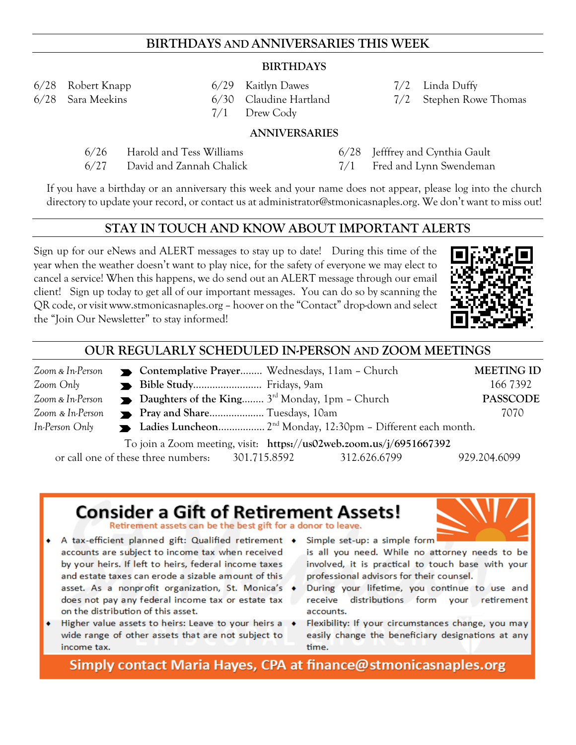## BIRTHDAYS AND ANNIVERSARIES THIS WEEK

### BIRTHDAYS

6/28 Robert Knapp
6/28 Sara Meekins
6/29 Kaitlyn Dawes
6/30 Claudine Hartland
7/1 Drew Cody
7/2 Linda Duffy
7/2 Stephen Rowe Thomas

### ANNIVERSARIES

6/26 Harold and Tess Williams
6/27 David and Zannah Chalick
6/28 Jefffrey and Cynthia Gault
7/1 Fred and Lynn Swendeman

If you have a birthday or an anniversary this week and your name does not appear, please log into the church directory to update your record, or contact us at administrator@stmonicasnaples.org. We don't want to miss out!

## STAY IN TOUCH AND KNOW ABOUT IMPORTANT ALERTS

Sign up for our eNews and ALERT messages to stay up to date! During this time of the year when the weather doesn't want to play nice, for the safety of everyone we may elect to cancel a service! When this happens, we do send out an ALERT message through our email client! Sign up today to get all of our important messages. You can do so by scanning the QR code, or visit www.stmonicasnaples.org – hoover on the "Contact" drop-down and select the "Join Our Newsletter" to stay informed!

## OUR REGULARLY SCHEDULED IN-PERSON AND ZOOM MEETINGS

| | | | |
|---|---|---|---|
| *Zoom & In-Person* | **Contemplative Prayer** | Wednesdays, 11am – Church | **MEETING ID** |
| *Zoom Only* | **Bible Study** | Fridays, 9am | 166 7392 |
| *Zoom & In-Person* | **Daughters of the King** | 3rd Monday, 1pm – Church | **PASSCODE** |
| *Zoom & In-Person* | **Pray and Share** | Tuesdays, 10am | 7070 |
| *In-Person Only* | **Ladies Luncheon** | 2nd Monday, 12:30pm – Different each month. | |

To join a Zoom meeting, visit: **https://us02web.zoom.us/j/6951667392**

or call one of these three numbers: 301.715.8592 312.626.6799 929.204.6099

## Consider a Gift of Retirement Assets!

Retirement assets can be the best gift for a donor to leave.

- A tax-efficient planned gift: Qualified retirement accounts are subject to income tax when received by your heirs. If left to heirs, federal income taxes and estate taxes can erode a sizable amount of this asset. As a nonprofit organization, St. Monica's does not pay any federal income tax or estate tax on the distribution of this asset.
- Higher value assets to heirs: Leave to your heirs a wide range of other assets that are not subject to income tax.
- Simple set-up: a simple form is all you need. While no attorney needs to be involved, it is practical to touch base with your professional advisors for their counsel.
- During your lifetime, you continue to use and receive distributions form your retirement accounts.
- Flexibility: If your circumstances change, you may easily change the beneficiary designations at any time.

**Simply contact Maria Hayes, CPA at finance@stmonicasnaples.org**